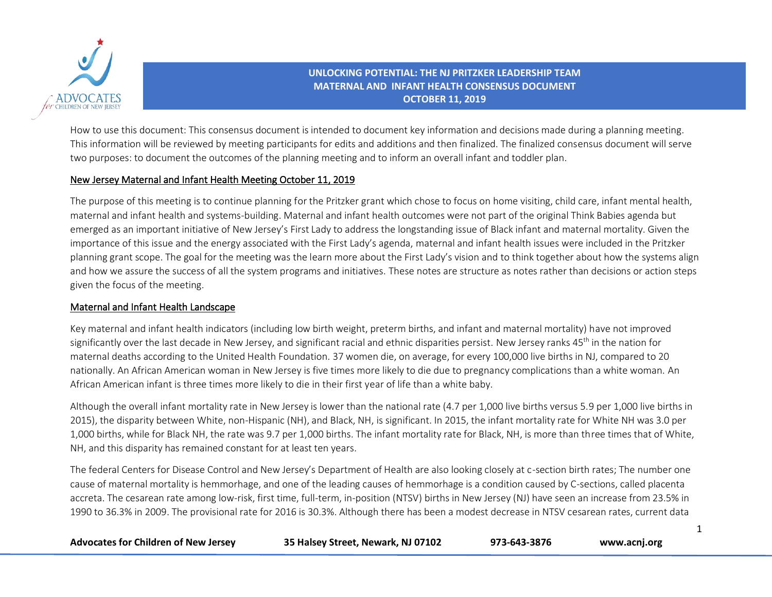# UNLOCKING POTENTIAL: THE NJ PRITZKER LEADERSHIP TEAM MATERNAL AND INFANT HEALTH CONSENSUS DOCUMENT OCTOBER 11, 2019

How to use this document: This consensus document is intended to document key information and decisions made during a planning meeting. This information will be reviewed by meeting participants for edits and additions and then finalized. The finalized consensus document will serve two purposes: to document the outcomes of the planning meeting and to inform an overall infant and toddler plan.

## New Jersey Maternal and Infant Health Meeting October 11, 2019

The purpose of this meeting is to continue planning for the Pritzker grant which chose to focus on home visiting, child care, infant mental health, maternal and infant health and systems-building. Maternal and infant health outcomes were not part of the original Think Babies agenda but emerged as an important initiative of New Jersey's First Lady to address the longstanding issue of Black infant and maternal mortality. Given the importance of this issue and the energy associated with the First Lady's agenda, maternal and infant health issues were included in the Pritzker planning grant scope. The goal for the meeting was the learn more about the First Lady's vision and to think together about how the systems align and how we assure the success of all the system programs and initiatives. These notes are structure as notes rather than decisions or action steps given the focus of the meeting.

## Maternal and Infant Health Landscape

Key maternal and infant health indicators (including low birth weight, preterm births, and infant and maternal mortality) have not improved significantly over the last decade in New Jersey, and significant racial and ethnic disparities persist. New Jersey ranks 45th in the nation for maternal deaths according to the United Health Foundation. 37 women die, on average, for every 100,000 live births in NJ, compared to 20 nationally. An African American woman in New Jersey is five times more likely to die due to pregnancy complications than a white woman. An African American infant is three times more likely to die in their first year of life than a white baby.

Although the overall infant mortality rate in New Jersey is lower than the national rate (4.7 per 1,000 live births versus 5.9 per 1,000 live births in 2015), the disparity between White, non-Hispanic (NH), and Black, NH, is significant. In 2015, the infant mortality rate for White NH was 3.0 per 1,000 births, while for Black NH, the rate was 9.7 per 1,000 births. The infant mortality rate for Black, NH, is more than three times that of White, NH, and this disparity has remained constant for at least ten years.

The federal Centers for Disease Control and New Jersey's Department of Health are also looking closely at c-section birth rates; The number one cause of maternal mortality is hemmorhage, and one of the leading causes of hemmorhage is a condition caused by C-sections, called placenta accreta. The cesarean rate among low-risk, first time, full-term, in-position (NTSV) births in New Jersey (NJ) have seen an increase from 23.5% in 1990 to 36.3% in 2009. The provisional rate for 2016 is 30.3%. Although there has been a modest decrease in NTSV cesarean rates, current data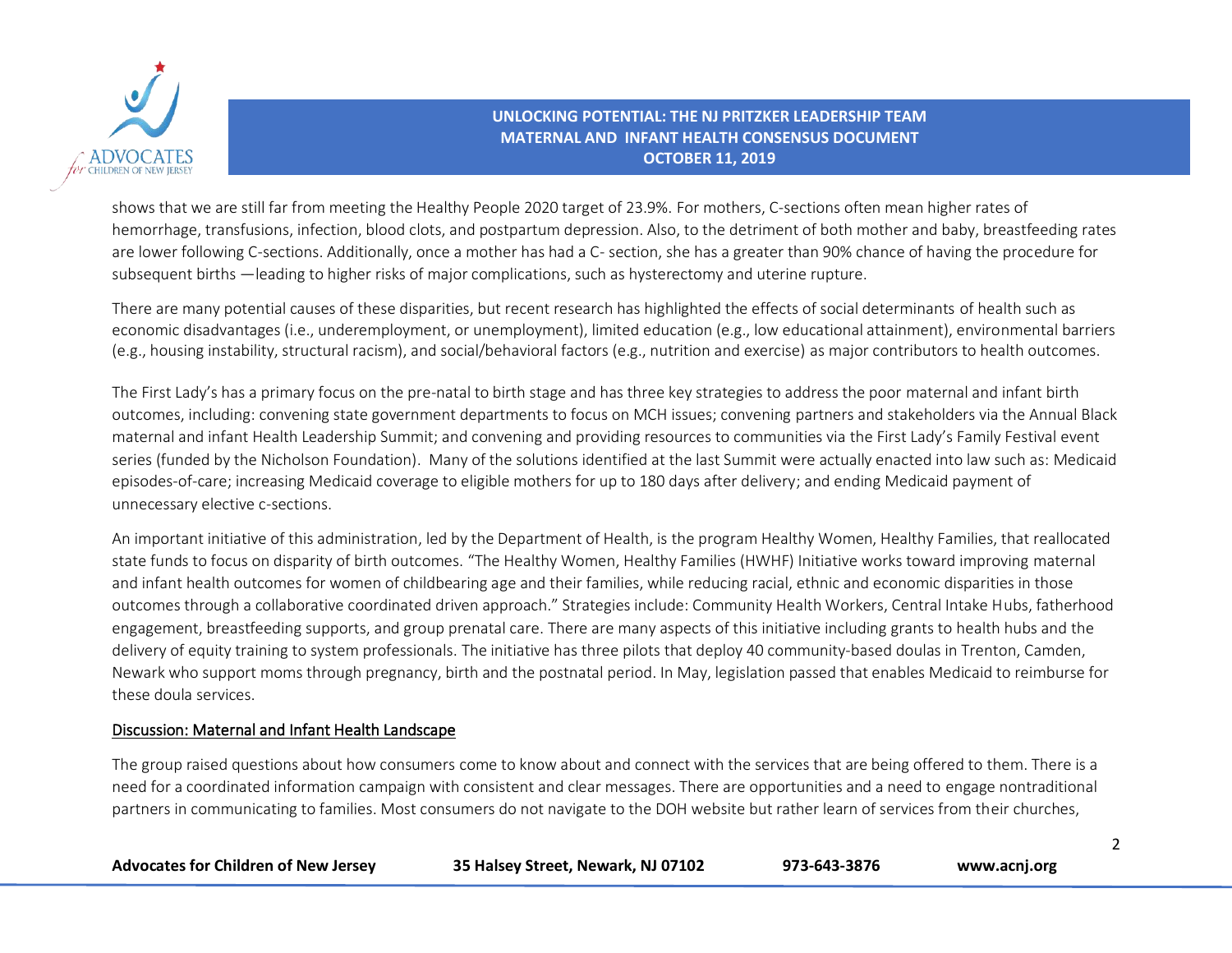shows that we are still far from meeting the Healthy People 2020 target of 23.9%. For mothers, C-sections often mean higher rates of hemorrhage, transfusions, infection, blood clots, and postpartum depression. Also, to the detriment of both mother and baby, breastfeeding rates are lower following C-sections. Additionally, once a mother has had a C- section, she has a greater than 90% chance of having the procedure for subsequent births —leading to higher risks of major complications, such as hysterectomy and uterine rupture.

There are many potential causes of these disparities, but recent research has highlighted the effects of social determinants of health such as economic disadvantages (i.e., underemployment, or unemployment), limited education (e.g., low educational attainment), environmental barriers (e.g., housing instability, structural racism), and social/behavioral factors (e.g., nutrition and exercise) as major contributors to health outcomes.

The First Lady's has a primary focus on the pre-natal to birth stage and has three key strategies to address the poor maternal and infant birth outcomes, including: convening state government departments to focus on MCH issues; convening partners and stakeholders via the Annual Black maternal and infant Health Leadership Summit; and convening and providing resources to communities via the First Lady's Family Festival event series (funded by the Nicholson Foundation). Many of the solutions identified at the last Summit were actually enacted into law such as: Medicaid episodes-of-care; increasing Medicaid coverage to eligible mothers for up to 180 days after delivery; and ending Medicaid payment of unnecessary elective c-sections.

An important initiative of this administration, led by the Department of Health, is the program Healthy Women, Healthy Families, that reallocated state funds to focus on disparity of birth outcomes. "The Healthy Women, Healthy Families (HWHF) Initiative works toward improving maternal and infant health outcomes for women of childbearing age and their families, while reducing racial, ethnic and economic disparities in those outcomes through a collaborative coordinated driven approach." Strategies include: Community Health Workers, Central Intake Hubs, fatherhood engagement, breastfeeding supports, and group prenatal care. There are many aspects of this initiative including grants to health hubs and the delivery of equity training to system professionals. The initiative has three pilots that deploy 40 community-based doulas in Trenton, Camden, Newark who support moms through pregnancy, birth and the postnatal period. In May, legislation passed that enables Medicaid to reimburse for these doula services.

## Discussion: Maternal and Infant Health Landscape

The group raised questions about how consumers come to know about and connect with the services that are being offered to them. There is a need for a coordinated information campaign with consistent and clear messages. There are opportunities and a need to engage nontraditional partners in communicating to families. Most consumers do not navigate to the DOH website but rather learn of services from their churches,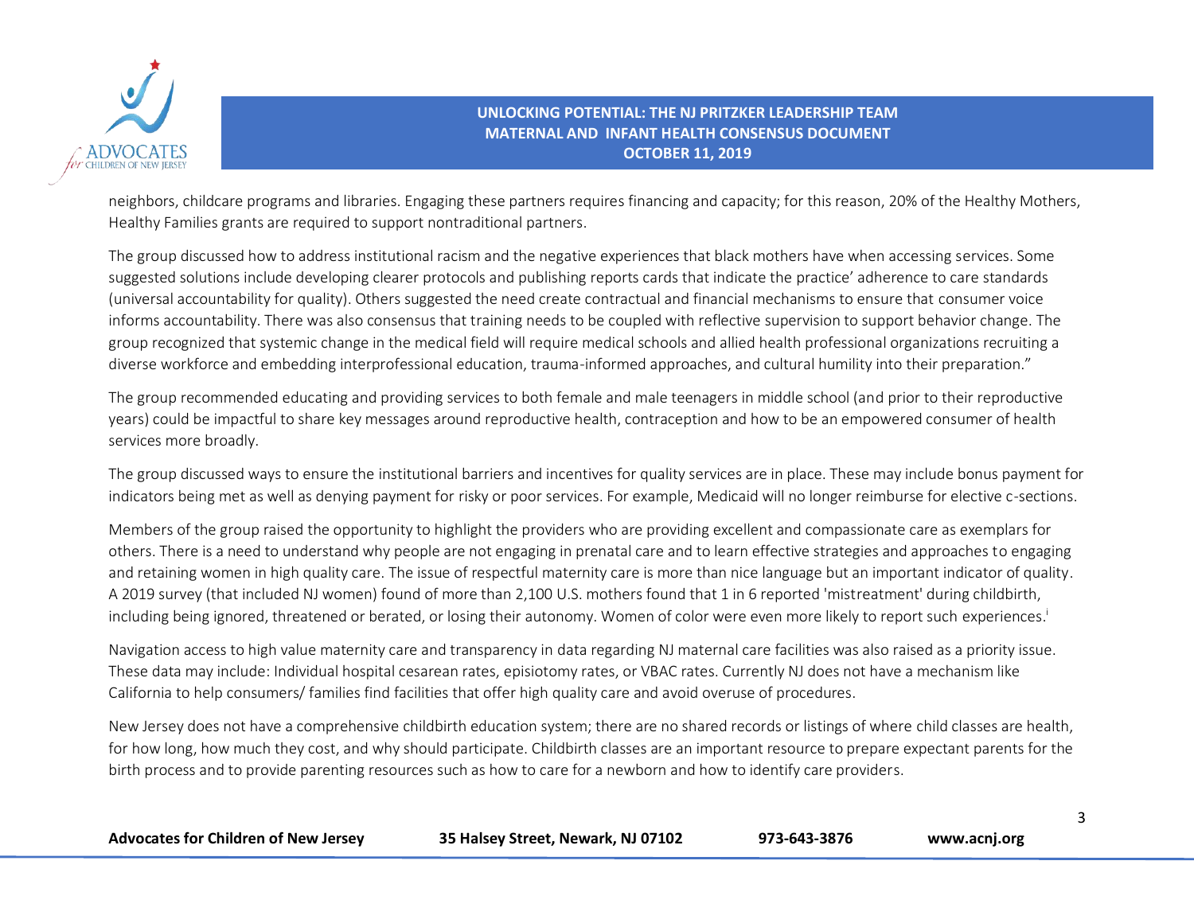neighbors, childcare programs and libraries. Engaging these partners requires financing and capacity; for this reason, 20% of the Healthy Mothers, Healthy Families grants are required to support nontraditional partners.

The group discussed how to address institutional racism and the negative experiences that black mothers have when accessing services. Some suggested solutions include developing clearer protocols and publishing reports cards that indicate the practice' adherence to care standards (universal accountability for quality). Others suggested the need create contractual and financial mechanisms to ensure that consumer voice informs accountability. There was also consensus that training needs to be coupled with reflective supervision to support behavior change. The group recognized that systemic change in the medical field will require medical schools and allied health professional organizations recruiting a diverse workforce and embedding interprofessional education, trauma-informed approaches, and cultural humility into their preparation."

The group recommended educating and providing services to both female and male teenagers in middle school (and prior to their reproductive years) could be impactful to share key messages around reproductive health, contraception and how to be an empowered consumer of health services more broadly.

The group discussed ways to ensure the institutional barriers and incentives for quality services are in place. These may include bonus payment for indicators being met as well as denying payment for risky or poor services. For example, Medicaid will no longer reimburse for elective c-sections.

Members of the group raised the opportunity to highlight the providers who are providing excellent and compassionate care as exemplars for others. There is a need to understand why people are not engaging in prenatal care and to learn effective strategies and approaches to engaging and retaining women in high quality care. The issue of respectful maternity care is more than nice language but an important indicator of quality. A 2019 survey (that included NJ women) found of more than 2,100 U.S. mothers found that 1 in 6 reported 'mistreatment' during childbirth, including being ignored, threatened or berated, or losing their autonomy. Women of color were even more likely to report such experiences.[i]

Navigation access to high value maternity care and transparency in data regarding NJ maternal care facilities was also raised as a priority issue. These data may include: Individual hospital cesarean rates, episiotomy rates, or VBAC rates. Currently NJ does not have a mechanism like California to help consumers/ families find facilities that offer high quality care and avoid overuse of procedures.

New Jersey does not have a comprehensive childbirth education system; there are no shared records or listings of where child classes are health, for how long, how much they cost, and why should participate. Childbirth classes are an important resource to prepare expectant parents for the birth process and to provide parenting resources such as how to care for a newborn and how to identify care providers.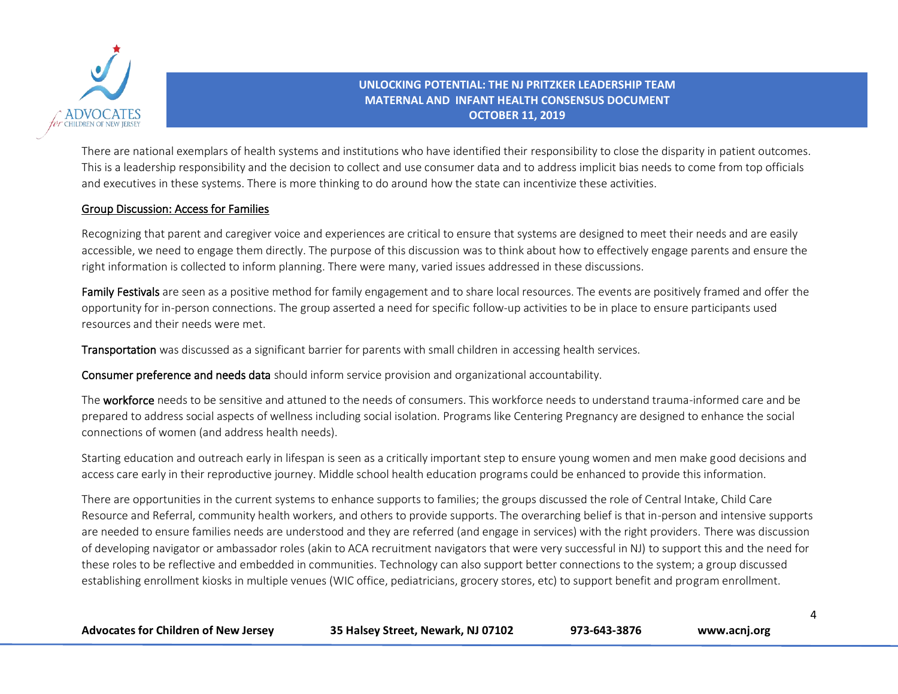There are national exemplars of health systems and institutions who have identified their responsibility to close the disparity in patient outcomes. This is a leadership responsibility and the decision to collect and use consumer data and to address implicit bias needs to come from top officials and executives in these systems. There is more thinking to do around how the state can incentivize these activities.

<u>Group Discussion: Access for Families</u>

Recognizing that parent and caregiver voice and experiences are critical to ensure that systems are designed to meet their needs and are easily accessible, we need to engage them directly. The purpose of this discussion was to think about how to effectively engage parents and ensure the right information is collected to inform planning. There were many, varied issues addressed in these discussions.

**Family Festivals** are seen as a positive method for family engagement and to share local resources. The events are positively framed and offer the opportunity for in-person connections. The group asserted a need for specific follow-up activities to be in place to ensure participants used resources and their needs were met.

**Transportation** was discussed as a significant barrier for parents with small children in accessing health services.

**Consumer preference and needs data** should inform service provision and organizational accountability.

The **workforce** needs to be sensitive and attuned to the needs of consumers. This workforce needs to understand trauma-informed care and be prepared to address social aspects of wellness including social isolation. Programs like Centering Pregnancy are designed to enhance the social connections of women (and address health needs).

Starting education and outreach early in lifespan is seen as a critically important step to ensure young women and men make good decisions and access care early in their reproductive journey. Middle school health education programs could be enhanced to provide this information.

There are opportunities in the current systems to enhance supports to families; the groups discussed the role of Central Intake, Child Care Resource and Referral, community health workers, and others to provide supports. The overarching belief is that in-person and intensive supports are needed to ensure families needs are understood and they are referred (and engage in services) with the right providers. There was discussion of developing navigator or ambassador roles (akin to ACA recruitment navigators that were very successful in NJ) to support this and the need for these roles to be reflective and embedded in communities. Technology can also support better connections to the system; a group discussed establishing enrollment kiosks in multiple venues (WIC office, pediatricians, grocery stores, etc) to support benefit and program enrollment.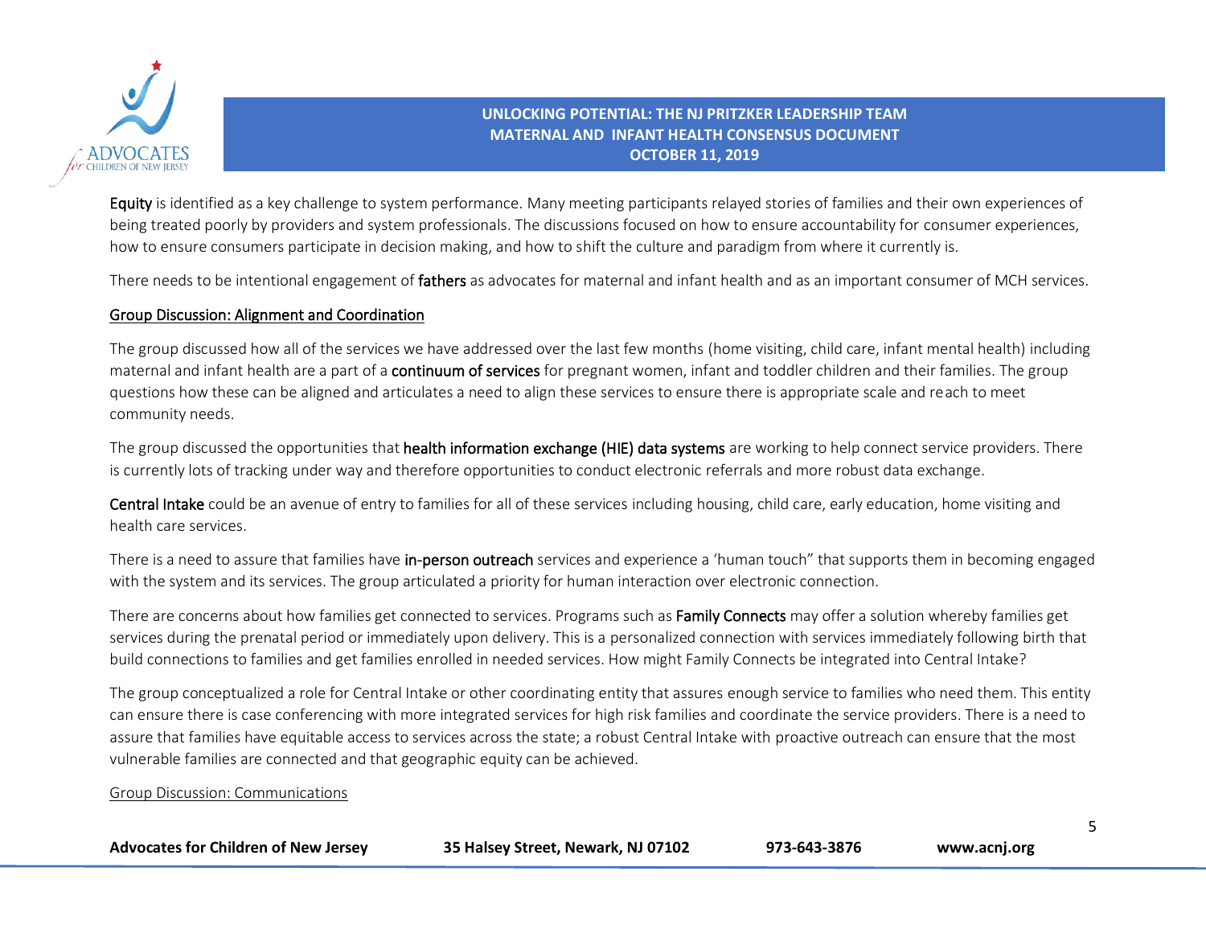**Equity** is identified as a key challenge to system performance. Many meeting participants relayed stories of families and their own experiences of being treated poorly by providers and system professionals. The discussions focused on how to ensure accountability for consumer experiences, how to ensure consumers participate in decision making, and how to shift the culture and paradigm from where it currently is.

There needs to be intentional engagement of **fathers** as advocates for maternal and infant health and as an important consumer of MCH services.

## Group Discussion: Alignment and Coordination

The group discussed how all of the services we have addressed over the last few months (home visiting, child care, infant mental health) including maternal and infant health are a part of a **continuum of services** for pregnant women, infant and toddler children and their families. The group questions how these can be aligned and articulates a need to align these services to ensure there is appropriate scale and reach to meet community needs.

The group discussed the opportunities that **health information exchange (HIE) data systems** are working to help connect service providers. There is currently lots of tracking under way and therefore opportunities to conduct electronic referrals and more robust data exchange.

**Central Intake** could be an avenue of entry to families for all of these services including housing, child care, early education, home visiting and health care services.

There is a need to assure that families have **in-person outreach** services and experience a 'human touch" that supports them in becoming engaged with the system and its services. The group articulated a priority for human interaction over electronic connection.

There are concerns about how families get connected to services. Programs such as **Family Connects** may offer a solution whereby families get services during the prenatal period or immediately upon delivery. This is a personalized connection with services immediately following birth that build connections to families and get families enrolled in needed services. How might Family Connects be integrated into Central Intake?

The group conceptualized a role for Central Intake or other coordinating entity that assures enough service to families who need them. This entity can ensure there is case conferencing with more integrated services for high risk families and coordinate the service providers. There is a need to assure that families have equitable access to services across the state; a robust Central Intake with proactive outreach can ensure that the most vulnerable families are connected and that geographic equity can be achieved.

## Group Discussion: Communications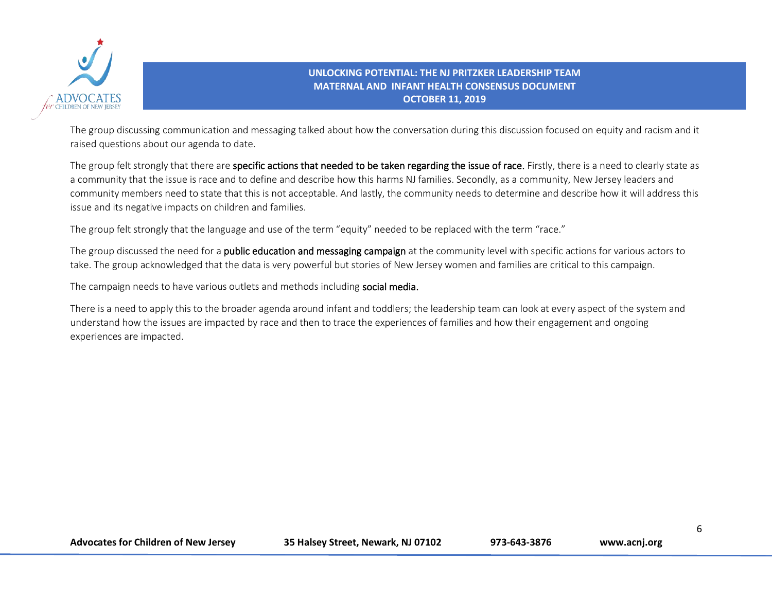The group discussing communication and messaging talked about how the conversation during this discussion focused on equity and racism and it raised questions about our agenda to date.

The group felt strongly that there are **specific actions that needed to be taken regarding the issue of race.** Firstly, there is a need to clearly state as a community that the issue is race and to define and describe how this harms NJ families. Secondly, as a community, New Jersey leaders and community members need to state that this is not acceptable. And lastly, the community needs to determine and describe how it will address this issue and its negative impacts on children and families.

The group felt strongly that the language and use of the term "equity" needed to be replaced with the term "race."

The group discussed the need for a **public education and messaging campaign** at the community level with specific actions for various actors to take. The group acknowledged that the data is very powerful but stories of New Jersey women and families are critical to this campaign.

The campaign needs to have various outlets and methods including **social media.**

There is a need to apply this to the broader agenda around infant and toddlers; the leadership team can look at every aspect of the system and understand how the issues are impacted by race and then to trace the experiences of families and how their engagement and ongoing experiences are impacted.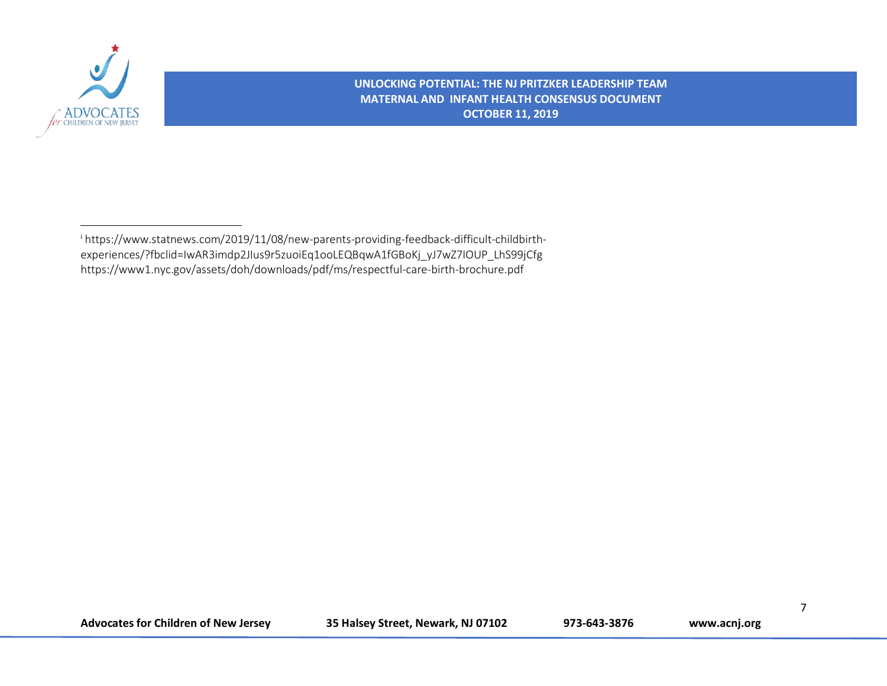[i] https://www.statnews.com/2019/11/08/new-parents-providing-feedback-difficult-childbirth-experiences/?fbclid=IwAR3imdp2JIus9r5zuoiEq1ooLEQBqwA1fGBoKj_yJ7wZ7IOUP_LhS99jCfg
https://www1.nyc.gov/assets/doh/downloads/pdf/ms/respectful-care-birth-brochure.pdf